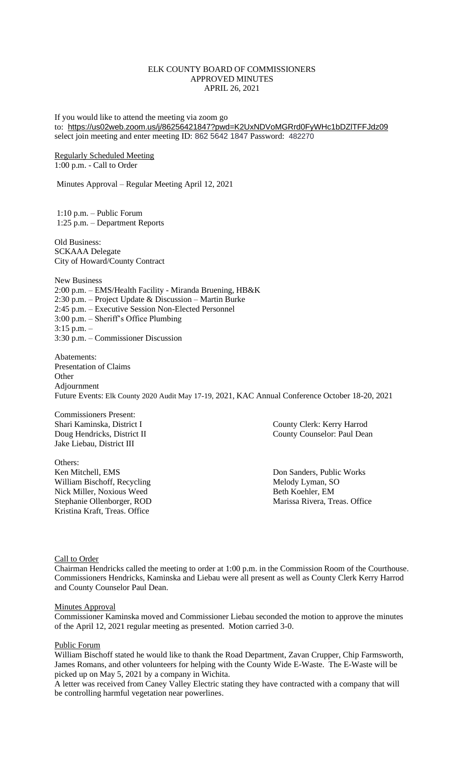ELK COUNTY BOARD OF COMMISSIONERS
APPROVED MINUTES
APRIL 26, 2021

If you would like to attend the meeting via zoom go to: https://us02web.zoom.us/j/86256421847?pwd=K2UxNDVoMGRrd0FyWHc1bDZlTFFJdz09 select join meeting and enter meeting ID: 862 5642 1847 Password: 482270

Regularly Scheduled Meeting
1:00 p.m. - Call to Order

Minutes Approval – Regular Meeting April 12, 2021

1:10 p.m. – Public Forum
1:25 p.m. – Department Reports

Old Business:
SCKAAA Delegate
City of Howard/County Contract

New Business
2:00 p.m. – EMS/Health Facility - Miranda Bruening, HB&K
2:30 p.m. – Project Update & Discussion – Martin Burke
2:45 p.m. – Executive Session Non-Elected Personnel
3:00 p.m. – Sheriff's Office Plumbing
3:15 p.m. –
3:30 p.m. – Commissioner Discussion

Abatements:
Presentation of Claims
Other
Adjournment
Future Events: Elk County 2020 Audit May 17-19, 2021, KAC Annual Conference October 18-20, 2021

Commissioners Present:
Shari Kaminska, District I
Doug Hendricks, District II
Jake Liebau, District III

County Clerk: Kerry Harrod
County Counselor: Paul Dean

Others:
Ken Mitchell, EMS
William Bischoff, Recycling
Nick Miller, Noxious Weed
Stephanie Ollenborger, ROD
Kristina Kraft, Treas. Office
Don Sanders, Public Works
Melody Lyman, SO
Beth Koehler, EM
Marissa Rivera, Treas. Office

Call to Order
Chairman Hendricks called the meeting to order at 1:00 p.m. in the Commission Room of the Courthouse. Commissioners Hendricks, Kaminska and Liebau were all present as well as County Clerk Kerry Harrod and County Counselor Paul Dean.

Minutes Approval
Commissioner Kaminska moved and Commissioner Liebau seconded the motion to approve the minutes of the April 12, 2021 regular meeting as presented. Motion carried 3-0.

Public Forum
William Bischoff stated he would like to thank the Road Department, Zavan Crupper, Chip Farmsworth, James Romans, and other volunteers for helping with the County Wide E-Waste. The E-Waste will be picked up on May 5, 2021 by a company in Wichita.
A letter was received from Caney Valley Electric stating they have contracted with a company that will be controlling harmful vegetation near powerlines.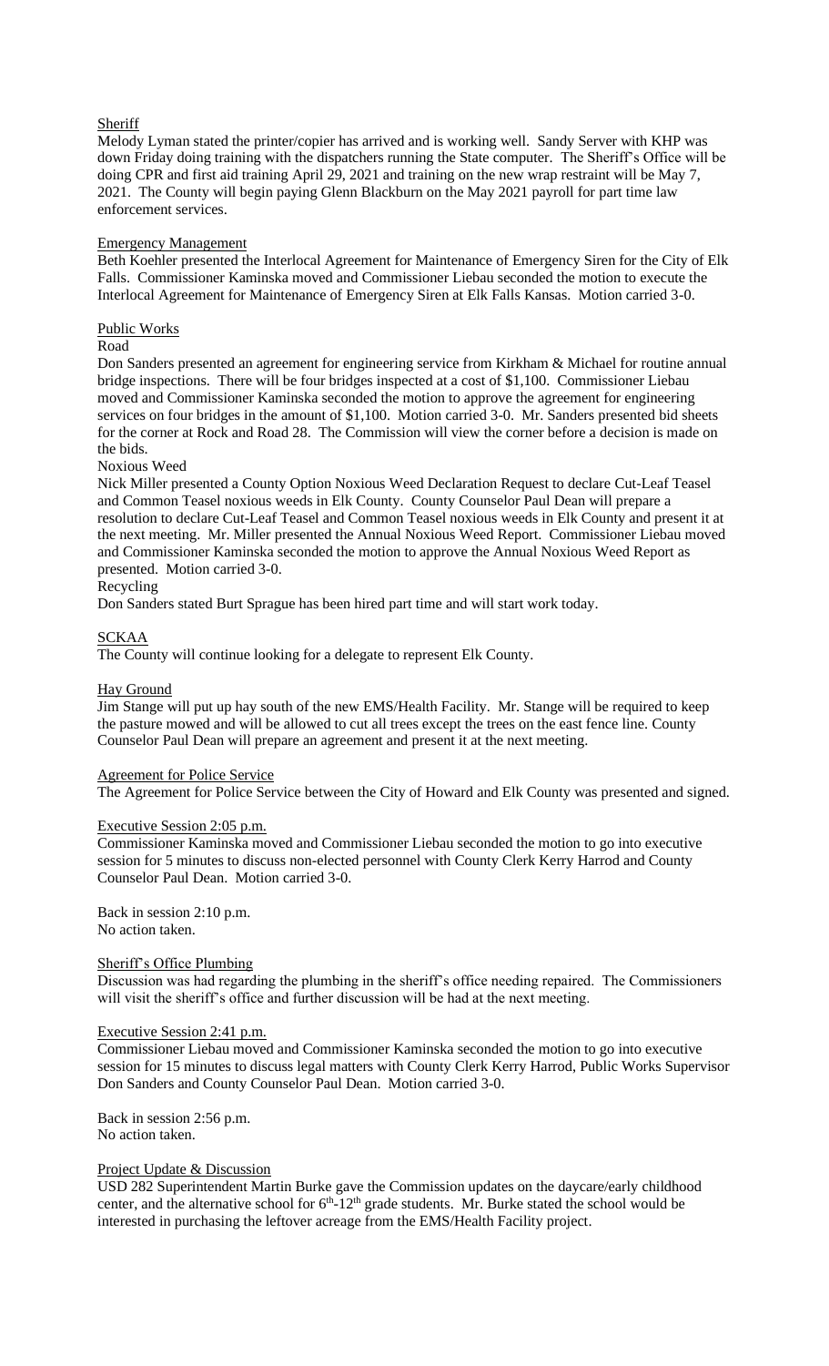Sheriff

Melody Lyman stated the printer/copier has arrived and is working well. Sandy Server with KHP was down Friday doing training with the dispatchers running the State computer. The Sheriff's Office will be doing CPR and first aid training April 29, 2021 and training on the new wrap restraint will be May 7, 2021. The County will begin paying Glenn Blackburn on the May 2021 payroll for part time law enforcement services.

Emergency Management

Beth Koehler presented the Interlocal Agreement for Maintenance of Emergency Siren for the City of Elk Falls. Commissioner Kaminska moved and Commissioner Liebau seconded the motion to execute the Interlocal Agreement for Maintenance of Emergency Siren at Elk Falls Kansas. Motion carried 3-0.

Public Works

Road

Don Sanders presented an agreement for engineering service from Kirkham & Michael for routine annual bridge inspections. There will be four bridges inspected at a cost of $1,100. Commissioner Liebau moved and Commissioner Kaminska seconded the motion to approve the agreement for engineering services on four bridges in the amount of $1,100. Motion carried 3-0. Mr. Sanders presented bid sheets for the corner at Rock and Road 28. The Commission will view the corner before a decision is made on the bids.

Noxious Weed

Nick Miller presented a County Option Noxious Weed Declaration Request to declare Cut-Leaf Teasel and Common Teasel noxious weeds in Elk County. County Counselor Paul Dean will prepare a resolution to declare Cut-Leaf Teasel and Common Teasel noxious weeds in Elk County and present it at the next meeting. Mr. Miller presented the Annual Noxious Weed Report. Commissioner Liebau moved and Commissioner Kaminska seconded the motion to approve the Annual Noxious Weed Report as presented. Motion carried 3-0.

Recycling

Don Sanders stated Burt Sprague has been hired part time and will start work today.

SCKAA

The County will continue looking for a delegate to represent Elk County.

Hay Ground

Jim Stange will put up hay south of the new EMS/Health Facility. Mr. Stange will be required to keep the pasture mowed and will be allowed to cut all trees except the trees on the east fence line. County Counselor Paul Dean will prepare an agreement and present it at the next meeting.

Agreement for Police Service

The Agreement for Police Service between the City of Howard and Elk County was presented and signed.

Executive Session 2:05 p.m.

Commissioner Kaminska moved and Commissioner Liebau seconded the motion to go into executive session for 5 minutes to discuss non-elected personnel with County Clerk Kerry Harrod and County Counselor Paul Dean. Motion carried 3-0.

Back in session 2:10 p.m.
No action taken.

Sheriff's Office Plumbing

Discussion was had regarding the plumbing in the sheriff's office needing repaired. The Commissioners will visit the sheriff's office and further discussion will be had at the next meeting.

Executive Session 2:41 p.m.

Commissioner Liebau moved and Commissioner Kaminska seconded the motion to go into executive session for 15 minutes to discuss legal matters with County Clerk Kerry Harrod, Public Works Supervisor Don Sanders and County Counselor Paul Dean. Motion carried 3-0.

Back in session 2:56 p.m.
No action taken.

Project Update & Discussion

USD 282 Superintendent Martin Burke gave the Commission updates on the daycare/early childhood center, and the alternative school for 6th-12th grade students. Mr. Burke stated the school would be interested in purchasing the leftover acreage from the EMS/Health Facility project.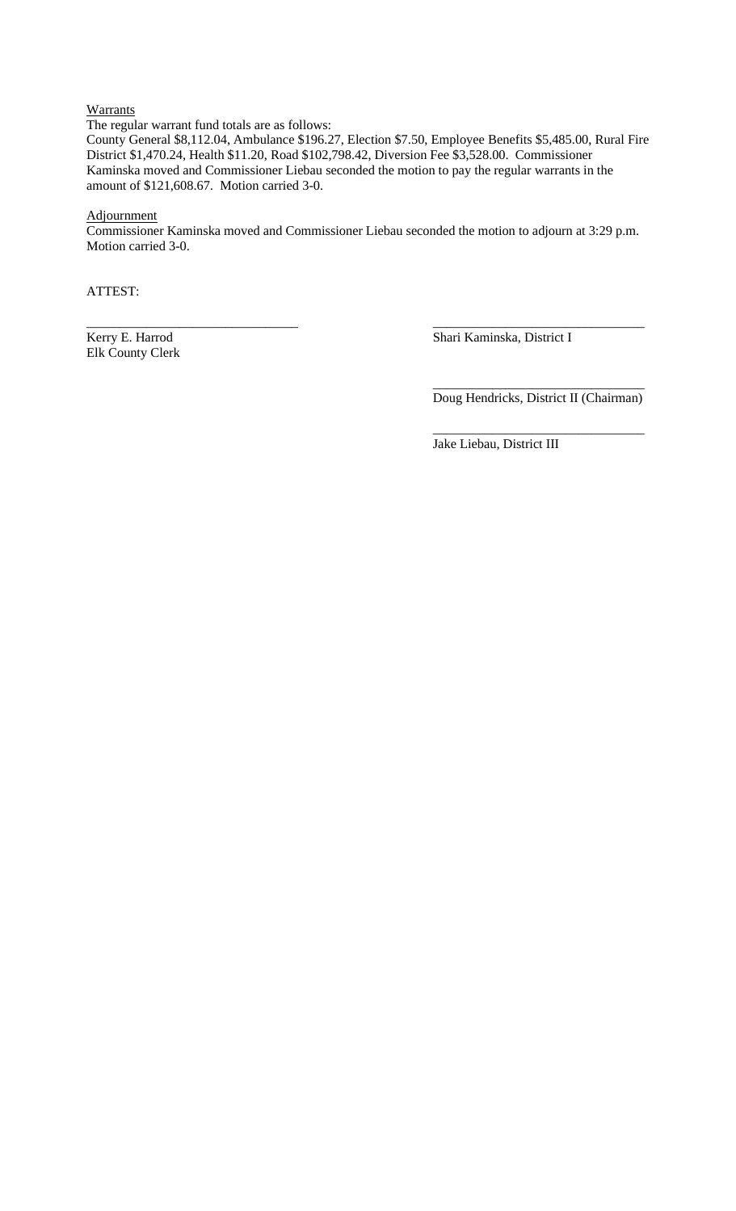Warrants

The regular warrant fund totals are as follows:
County General $8,112.04, Ambulance $196.27, Election $7.50, Employee Benefits $5,485.00, Rural Fire District $1,470.24, Health $11.20, Road $102,798.42, Diversion Fee $3,528.00. Commissioner Kaminska moved and Commissioner Liebau seconded the motion to pay the regular warrants in the amount of $121,608.67. Motion carried 3-0.

Adjournment

Commissioner Kaminska moved and Commissioner Liebau seconded the motion to adjourn at 3:29 p.m. Motion carried 3-0.

ATTEST:

_______________________________
Kerry E. Harrod
Elk County Clerk

_______________________________
Shari Kaminska, District I

_______________________________
Doug Hendricks, District II (Chairman)

_______________________________
Jake Liebau, District III